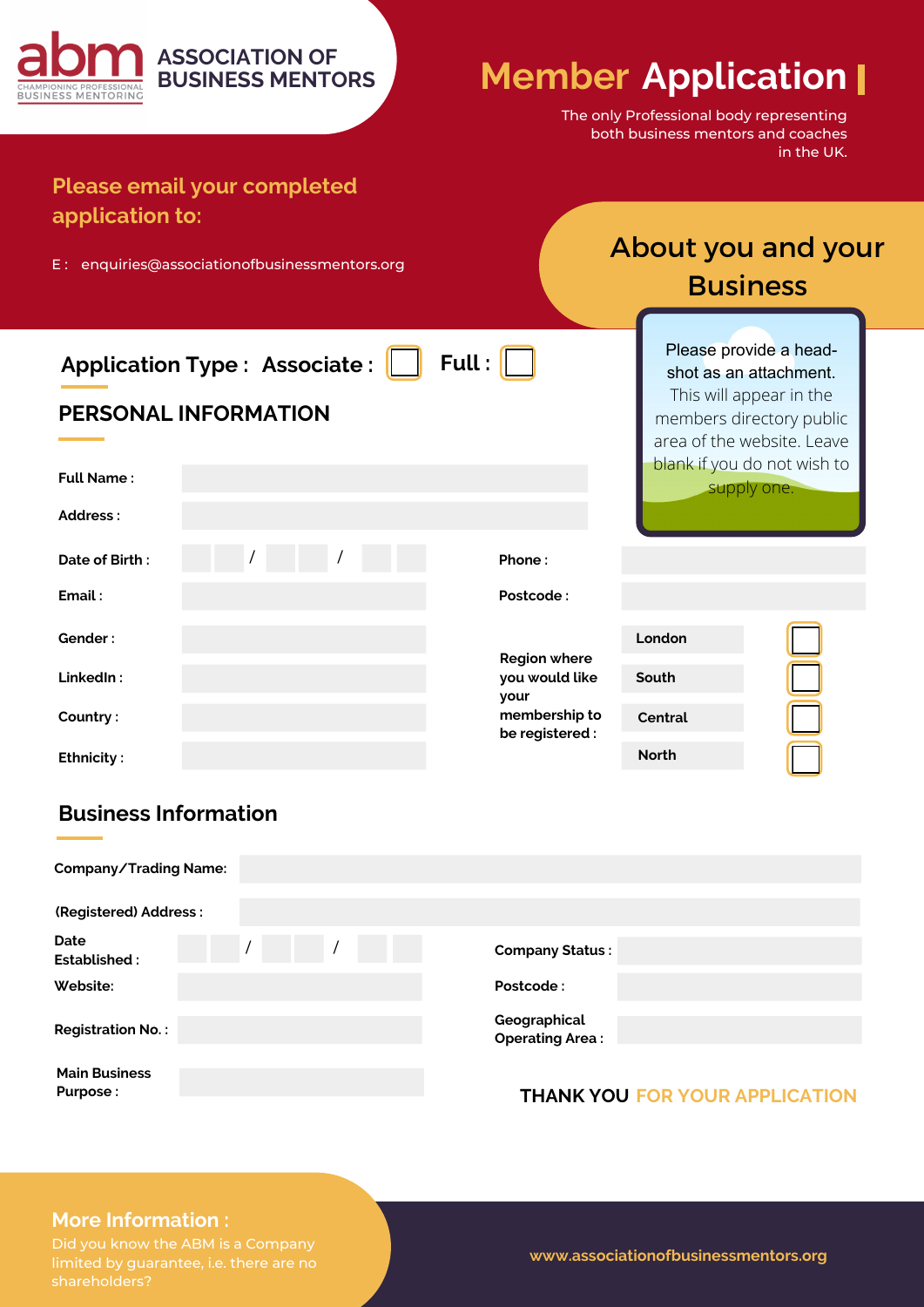abm ASSOCIATION OF BUSINESS MENTORS
CHAMPIONING PROFESSIONAL BUSINESS MENTORING

# Member Application

The only Professional body representing both business mentors and coaches in the UK.

**Please email your completed application to:**

E : enquiries@associationofbusinessmentors.org

## About you and your Business

Please provide a head-shot as an attachment. This will appear in the members directory public area of the website. Leave blank if you do not wish to supply one.

**Application Type : Associate :** ☐ **Full :** ☐

## PERSONAL INFORMATION

**Full Name :**

**Address :**

**Date of Birth :** __ __ / __ __ / __ __

**Phone :**

**Email :**

**Postcode :**

**Gender :**

**LinkedIn :**

**Country :**

**Ethnicity :**

**Region where you would like your membership to be registered :**

- London ☐
- South ☐
- Central ☐
- North ☐

## Business Information

**Company/Trading Name:**

**(Registered) Address :**

**Date Established :** __ __ / __ __ / __ __

**Company Status :**

**Website:**

**Postcode :**

**Registration No. :**

**Geographical Operating Area :**

**Main Business Purpose :**

**THANK YOU FOR YOUR APPLICATION**

**More Information :**

Did you know the ABM is a Company limited by guarantee, i.e. there are no shareholders?

www.associationofbusinessmentors.org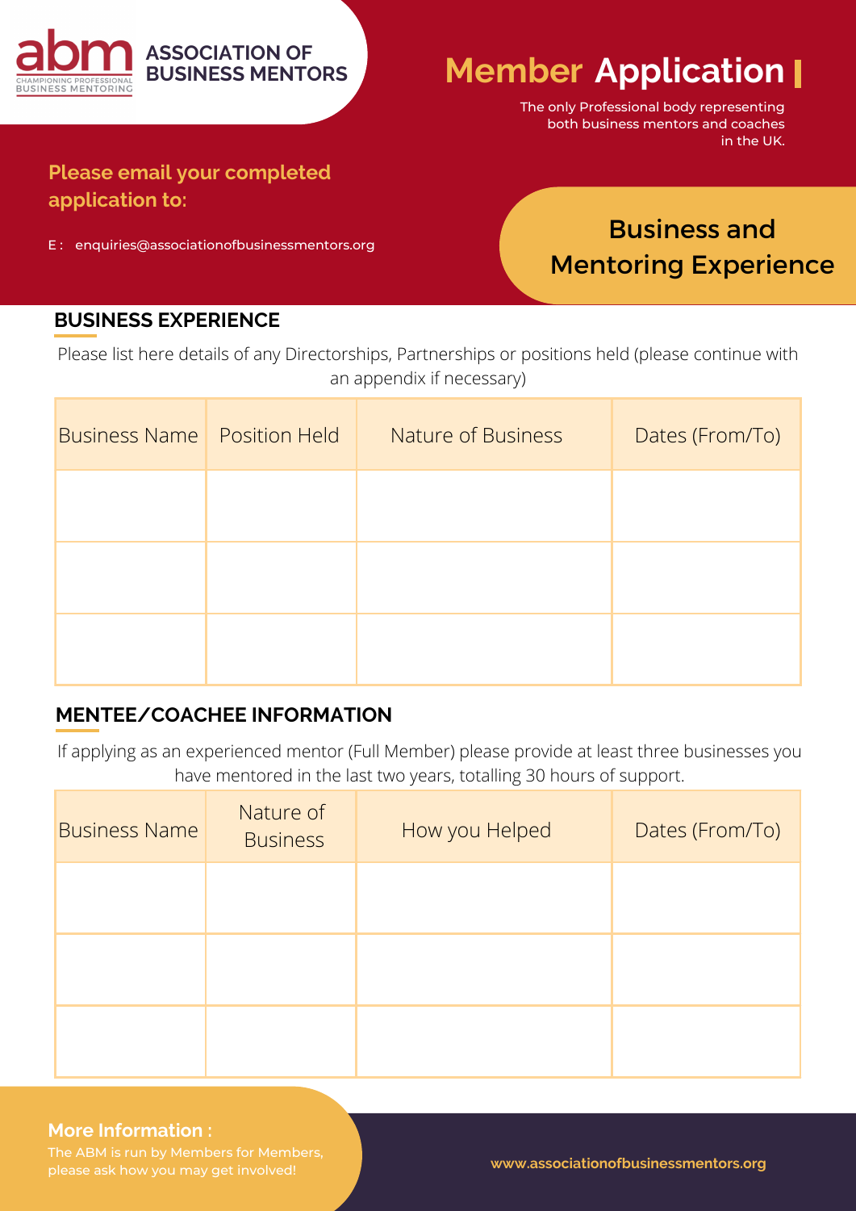ASSOCIATION OF BUSINESS MENTORS

CHAMPIONING PROFESSIONAL BUSINESS MENTORING

# Member Application

The only Professional body representing both business mentors and coaches in the UK.

**Please email your completed application to:**

E : enquiries@associationofbusinessmentors.org

## Business and Mentoring Experience

### BUSINESS EXPERIENCE

Please list here details of any Directorships, Partnerships or positions held (please continue with an appendix if necessary)

| Business Name | Position Held | Nature of Business | Dates (From/To) |
|---|---|---|---|
| | | | |
| | | | |
| | | | |

### MENTEE/COACHEE INFORMATION

If applying as an experienced mentor (Full Member) please provide at least three businesses you have mentored in the last two years, totalling 30 hours of support.

| Business Name | Nature of Business | How you Helped | Dates (From/To) |
|---|---|---|---|
| | | | |
| | | | |
| | | | |

**More Information :**

The ABM is run by Members for Members, please ask how you may get involved!

www.associationofbusinessmentors.org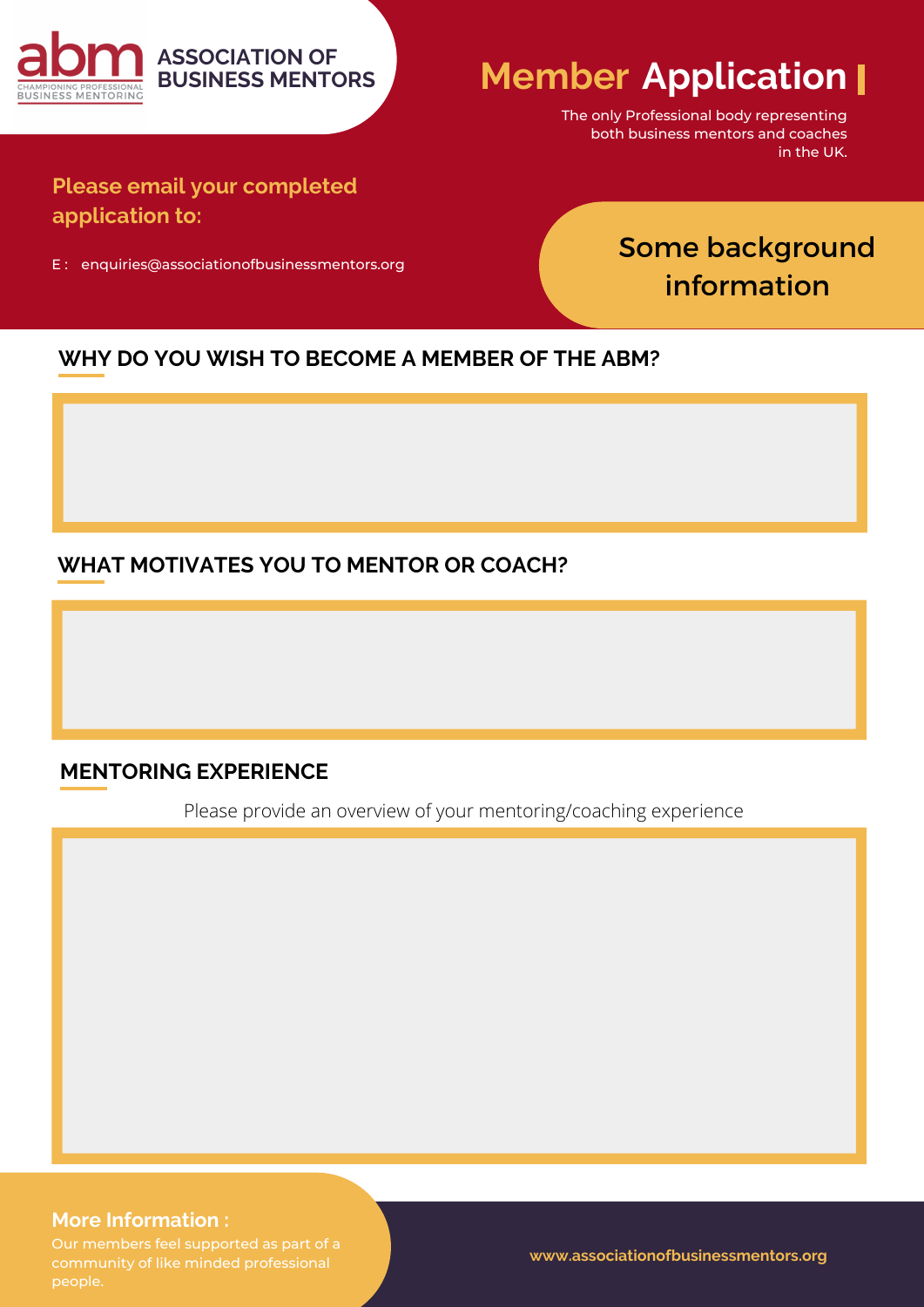**abm** CHAMPIONING PROFESSIONAL BUSINESS MENTORING

**ASSOCIATION OF BUSINESS MENTORS**

# Member Application

The only Professional body representing both business mentors and coaches in the UK.

**Please email your completed application to:**

E : enquiries@associationofbusinessmentors.org

## Some background information

### WHY DO YOU WISH TO BECOME A MEMBER OF THE ABM?

### WHAT MOTIVATES YOU TO MENTOR OR COACH?

### MENTORING EXPERIENCE

Please provide an overview of your mentoring/coaching experience

**More Information :**

Our members feel supported as part of a community of like minded professional people.

www.associationofbusinessmentors.org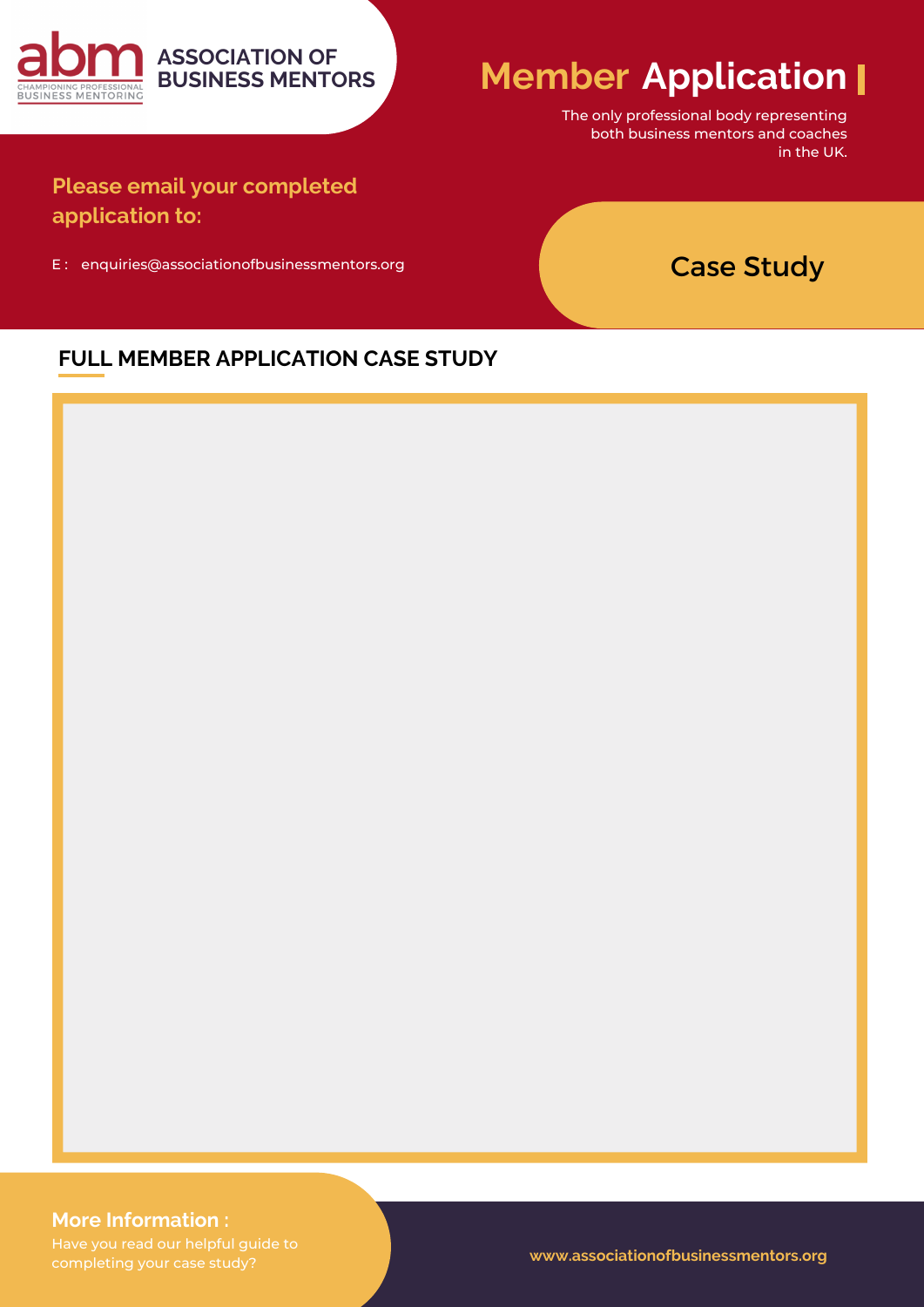ASSOCIATION OF BUSINESS MENTORS

abm CHAMPIONING PROFESSIONAL BUSINESS MENTORING

# Member Application

The only professional body representing both business mentors and coaches in the UK.

**Please email your completed application to:**

E : enquiries@associationofbusinessmentors.org

## Case Study

### FULL MEMBER APPLICATION CASE STUDY

**More Information :**

Have you read our helpful guide to completing your case study?

www.associationofbusinessmentors.org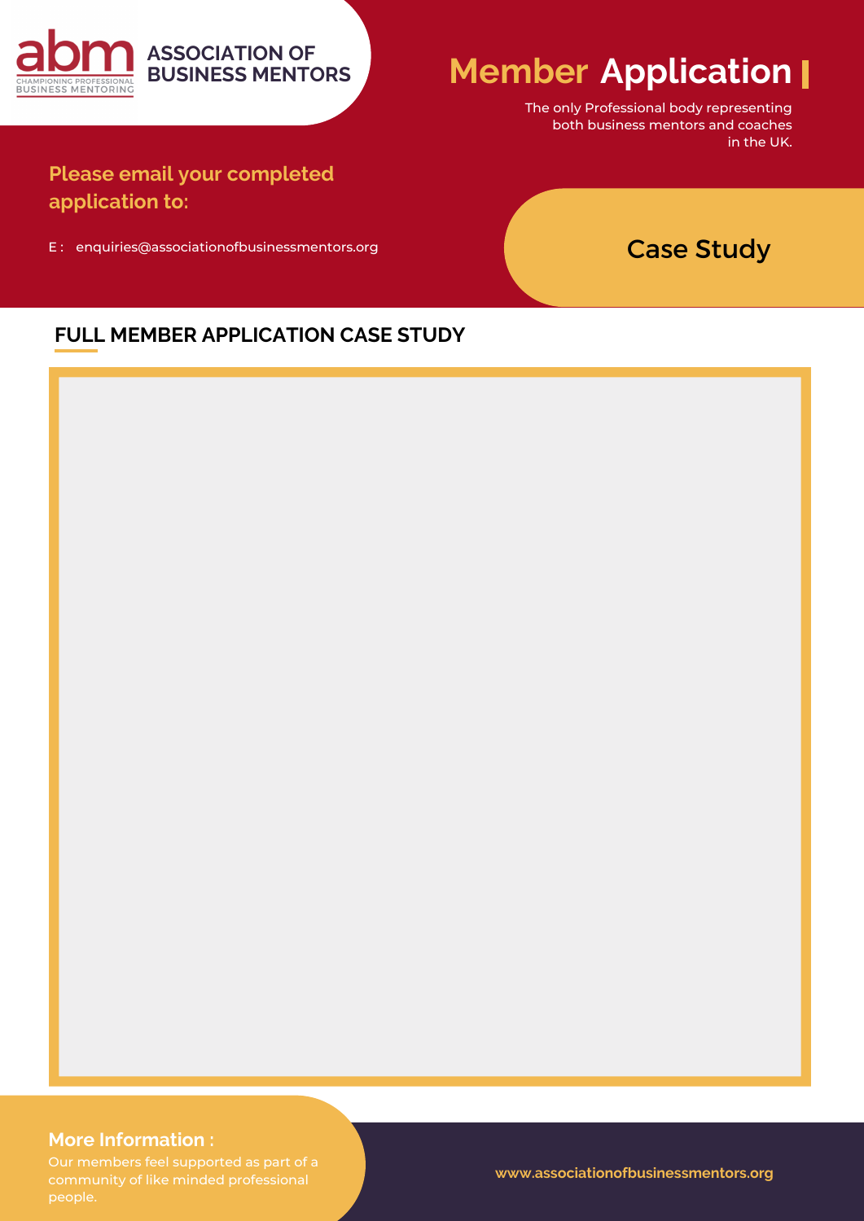ASSOCIATION OF BUSINESS MENTORS

abm CHAMPIONING PROFESSIONAL BUSINESS MENTORING

# Member Application

The only Professional body representing both business mentors and coaches in the UK.

**Please email your completed application to:**

E : enquiries@associationofbusinessmentors.org

## Case Study

### FULL MEMBER APPLICATION CASE STUDY

**More Information :**

Our members feel supported as part of a community of like minded professional people.

www.associationofbusinessmentors.org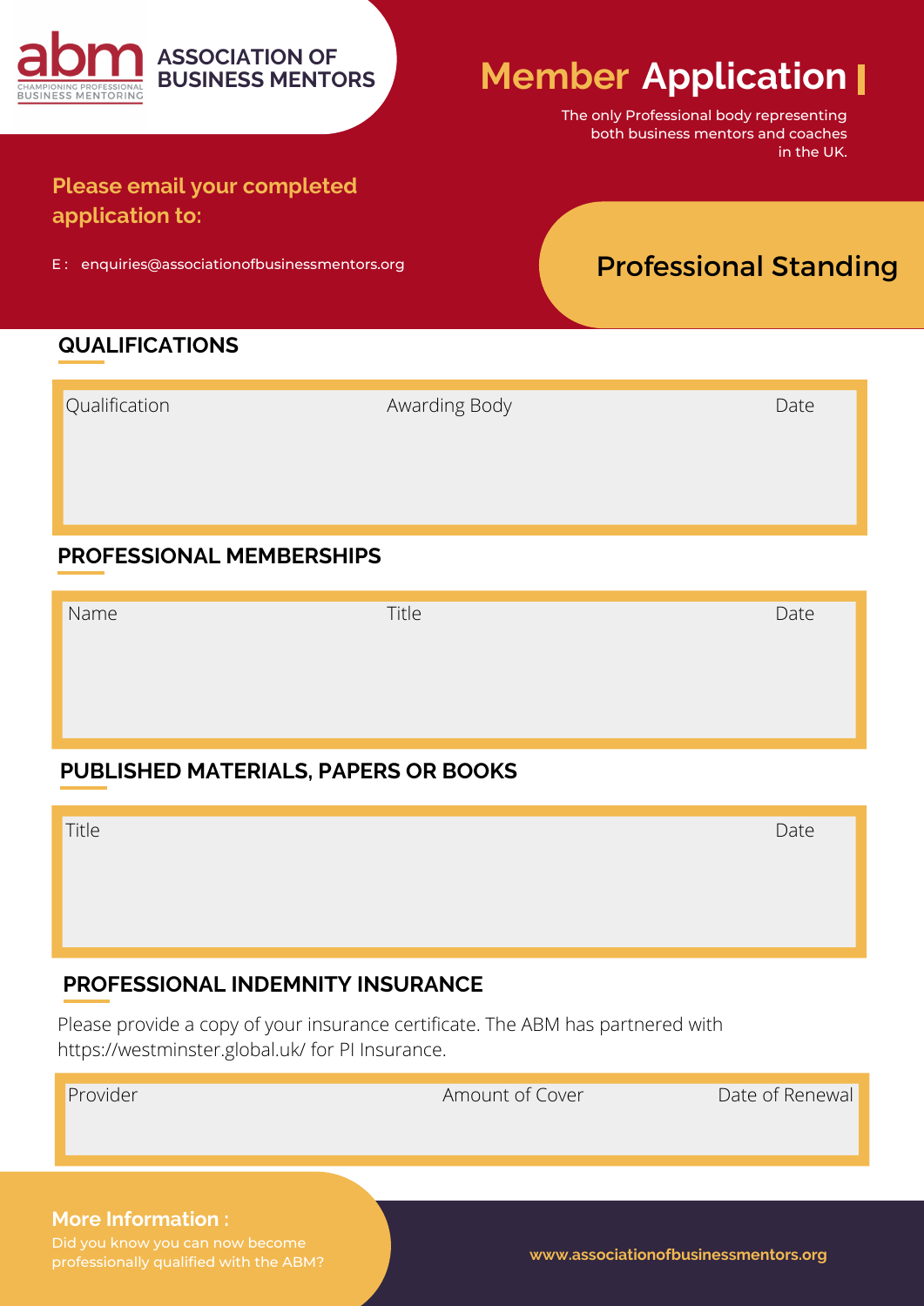**abm** ASSOCIATION OF BUSINESS MENTORS
CHAMPIONING PROFESSIONAL BUSINESS MENTORING

# Member Application

The only Professional body representing both business mentors and coaches in the UK.

**Please email your completed application to:**

E : enquiries@associationofbusinessmentors.org

## Professional Standing

### QUALIFICATIONS

| Qualification | Awarding Body | Date |
| --- | --- | --- |
| | | |

### PROFESSIONAL MEMBERSHIPS

| Name | Title | Date |
| --- | --- | --- |
| | | |

### PUBLISHED MATERIALS, PAPERS OR BOOKS

| Title | Date |
| --- | --- |
| | |

### PROFESSIONAL INDEMNITY INSURANCE

Please provide a copy of your insurance certificate. The ABM has partnered with https://westminster.global.uk/ for PI Insurance.

| Provider | Amount of Cover | Date of Renewal |
| --- | --- | --- |
| | | |

**More Information :**
Did you know you can now become professionally qualified with the ABM?

www.associationofbusinessmentors.org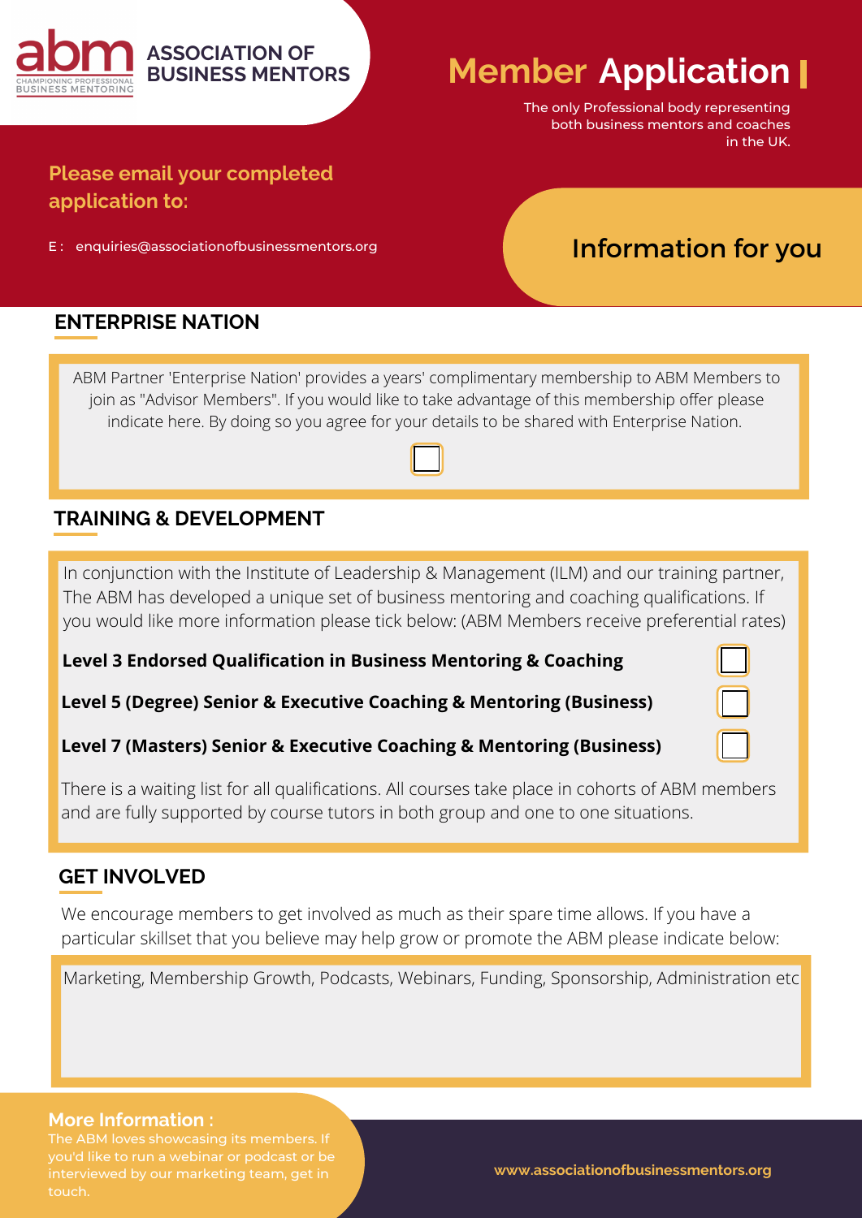**abm** CHAMPIONING PROFESSIONAL BUSINESS MENTORING

**ASSOCIATION OF BUSINESS MENTORS**

# Member Application

The only Professional body representing both business mentors and coaches in the UK.

**Please email your completed application to:**

E : enquiries@associationofbusinessmentors.org

## Information for you

### ENTERPRISE NATION

ABM Partner 'Enterprise Nation' provides a years' complimentary membership to ABM Members to join as "Advisor Members". If you would like to take advantage of this membership offer please indicate here. By doing so you agree for your details to be shared with Enterprise Nation.

☐

### TRAINING & DEVELOPMENT

In conjunction with the Institute of Leadership & Management (ILM) and our training partner, The ABM has developed a unique set of business mentoring and coaching qualifications. If you would like more information please tick below: (ABM Members receive preferential rates)

**Level 3 Endorsed Qualification in Business Mentoring & Coaching** ☐

**Level 5 (Degree) Senior & Executive Coaching & Mentoring (Business)** ☐

**Level 7 (Masters) Senior & Executive Coaching & Mentoring (Business)** ☐

There is a waiting list for all qualifications. All courses take place in cohorts of ABM members and are fully supported by course tutors in both group and one to one situations.

### GET INVOLVED

We encourage members to get involved as much as their spare time allows. If you have a particular skillset that you believe may help grow or promote the ABM please indicate below:

Marketing, Membership Growth, Podcasts, Webinars, Funding, Sponsorship, Administration etc

**More Information :**

The ABM loves showcasing its members. If you'd like to run a webinar or podcast or be interviewed by our marketing team, get in touch.

www.associationofbusinessmentors.org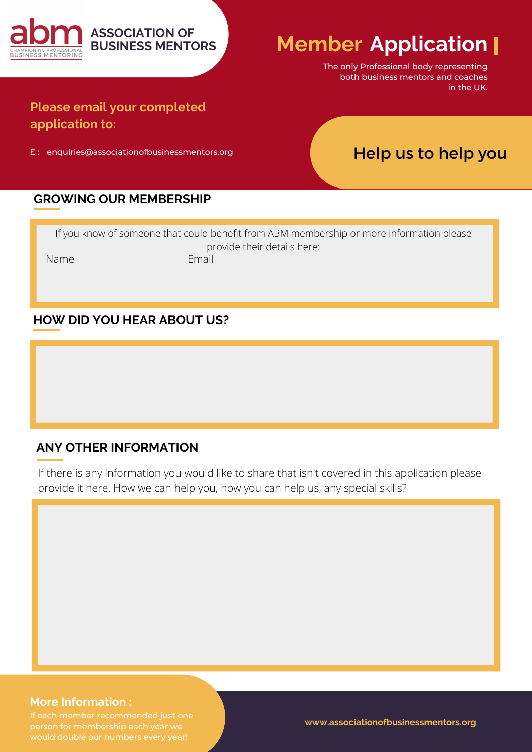**ASSOCIATION OF BUSINESS MENTORS**

abm — CHAMPIONING PROFESSIONAL BUSINESS MENTORING

# Member Application

The only Professional body representing both business mentors and coaches in the UK.

**Please email your completed application to:**

E : enquiries@associationofbusinessmentors.org

**Help us to help you**

## GROWING OUR MEMBERSHIP

If you know of someone that could benefit from ABM membership or more information please provide their details here:

Name

Email

## HOW DID YOU HEAR ABOUT US?

## ANY OTHER INFORMATION

If there is any information you would like to share that isn't covered in this application please provide it here. How we can help you, how you can help us, any special skills?

**More Information :**

If each member recommended just one person for membership each year we would double our numbers every year!

www.associationofbusinessmentors.org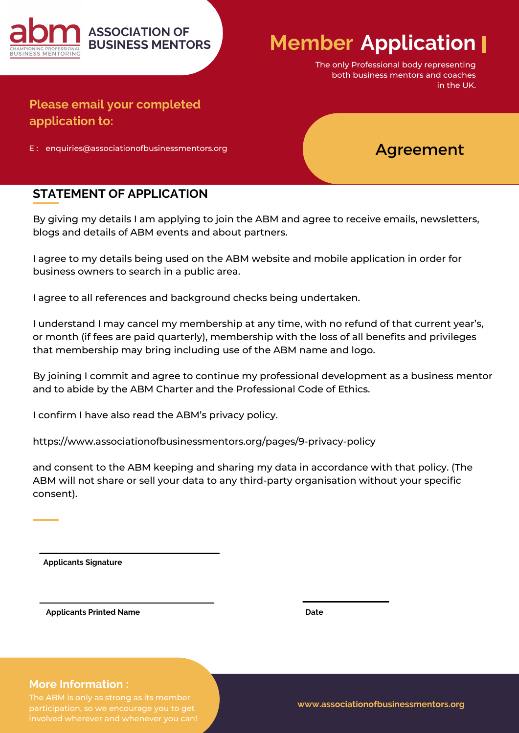ASSOCIATION OF BUSINESS MENTORS

CHAMPIONING PROFESSIONAL BUSINESS MENTORING

# Member Application

The only Professional body representing both business mentors and coaches in the UK.

**Please email your completed application to:**

E : enquiries@associationofbusinessmentors.org

## Agreement

## STATEMENT OF APPLICATION

By giving my details I am applying to join the ABM and agree to receive emails, newsletters, blogs and details of ABM events and about partners.

I agree to my details being used on the ABM website and mobile application in order for business owners to search in a public area.

I agree to all references and background checks being undertaken.

I understand I may cancel my membership at any time, with no refund of that current year's, or month (if fees are paid quarterly), membership with the loss of all benefits and privileges that membership may bring including use of the ABM name and logo.

By joining I commit and agree to continue my professional development as a business mentor and to abide by the ABM Charter and the Professional Code of Ethics.

I confirm I have also read the ABM's privacy policy.

https://www.associationofbusinessmentors.org/pages/9-privacy-policy

and consent to the ABM keeping and sharing my data in accordance with that policy. (The ABM will not share or sell your data to any third-party organisation without your specific consent).

**Applicants Signature**

**Applicants Printed Name**

**Date**

**More Information :**

The ABM is only as strong as its member participation, so we encourage you to get involved wherever and whenever you can!

www.associationofbusinessmentors.org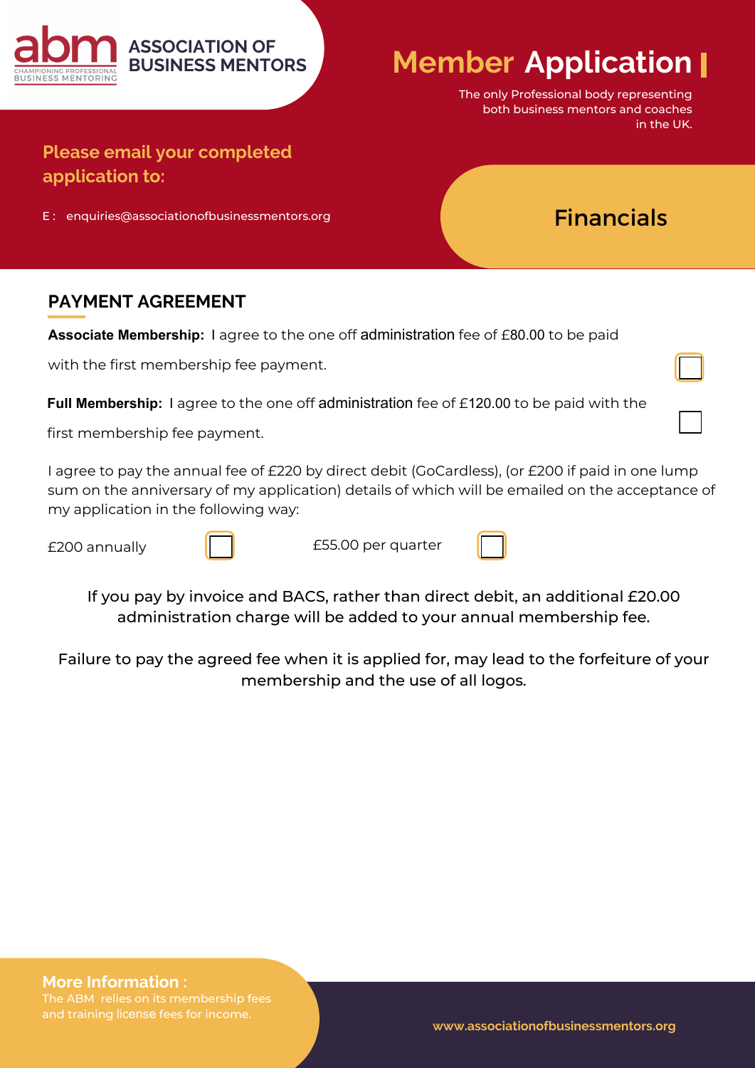ASSOCIATION OF BUSINESS MENTORS

CHAMPIONING PROFESSIONAL BUSINESS MENTORING

# Member Application

The only Professional body representing both business mentors and coaches in the UK.

**Please email your completed application to:**

E : enquiries@associationofbusinessmentors.org

## Financials

## PAYMENT AGREEMENT

**Associate Membership:** I agree to the one off administration fee of £80.00 to be paid with the first membership fee payment. ☐

**Full Membership:** I agree to the one off administration fee of £120.00 to be paid with the first membership fee payment. ☐

I agree to pay the annual fee of £220 by direct debit (GoCardless), (or £200 if paid in one lump sum on the anniversary of my application) details of which will be emailed on the acceptance of my application in the following way:

£200 annually ☐ £55.00 per quarter ☐

If you pay by invoice and BACS, rather than direct debit, an additional £20.00 administration charge will be added to your annual membership fee.

Failure to pay the agreed fee when it is applied for, may lead to the forfeiture of your membership and the use of all logos.

**More Information :**
The ABM relies on its membership fees and training license fees for income.

www.associationofbusinessmentors.org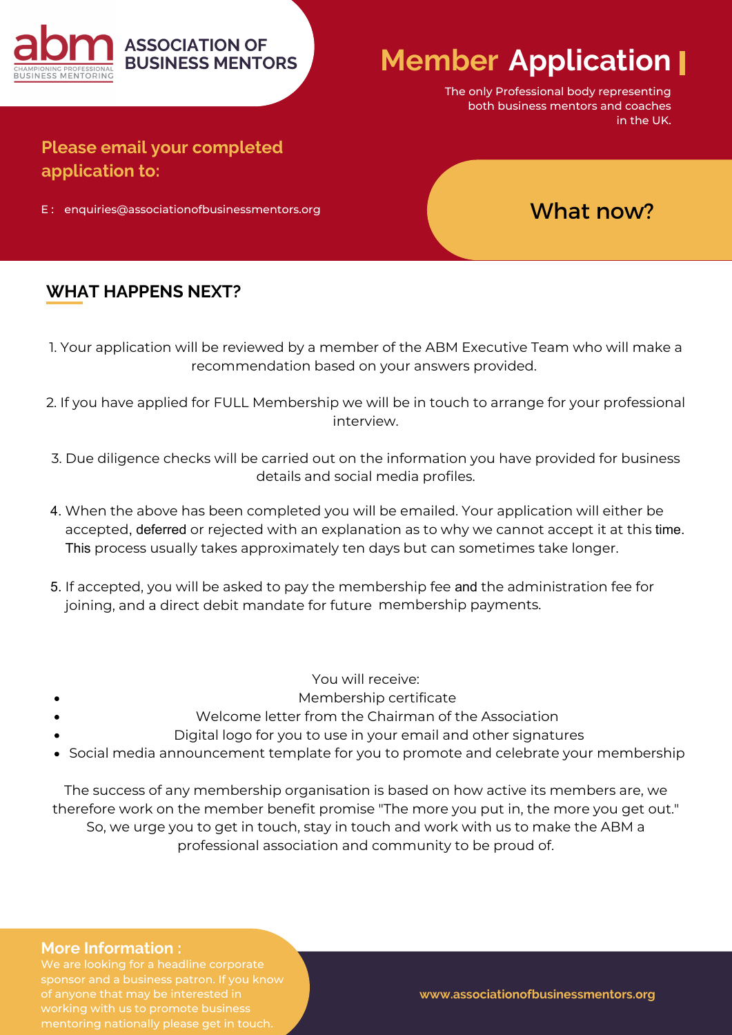ASSOCIATION OF BUSINESS MENTORS

CHAMPIONING PROFESSIONAL BUSINESS MENTORING

# Member Application

The only Professional body representing both business mentors and coaches in the UK.

**Please email your completed application to:**

E : enquiries@associationofbusinessmentors.org

## What now?

## WHAT HAPPENS NEXT?

1. Your application will be reviewed by a member of the ABM Executive Team who will make a recommendation based on your answers provided.

2. If you have applied for FULL Membership we will be in touch to arrange for your professional interview.

3. Due diligence checks will be carried out on the information you have provided for business details and social media profiles.

4. When the above has been completed you will be emailed. Your application will either be accepted, deferred or rejected with an explanation as to why we cannot accept it at this time. This process usually takes approximately ten days but can sometimes take longer.

5. If accepted, you will be asked to pay the membership fee and the administration fee for joining, and a direct debit mandate for future membership payments.

You will receive:

- Membership certificate
- Welcome letter from the Chairman of the Association
- Digital logo for you to use in your email and other signatures
- Social media announcement template for you to promote and celebrate your membership

The success of any membership organisation is based on how active its members are, we therefore work on the member benefit promise "The more you put in, the more you get out." So, we urge you to get in touch, stay in touch and work with us to make the ABM a professional association and community to be proud of.

**More Information :**

We are looking for a headline corporate sponsor and a business patron. If you know of anyone that may be interested in working with us to promote business mentoring nationally please get in touch.

www.associationofbusinessmentors.org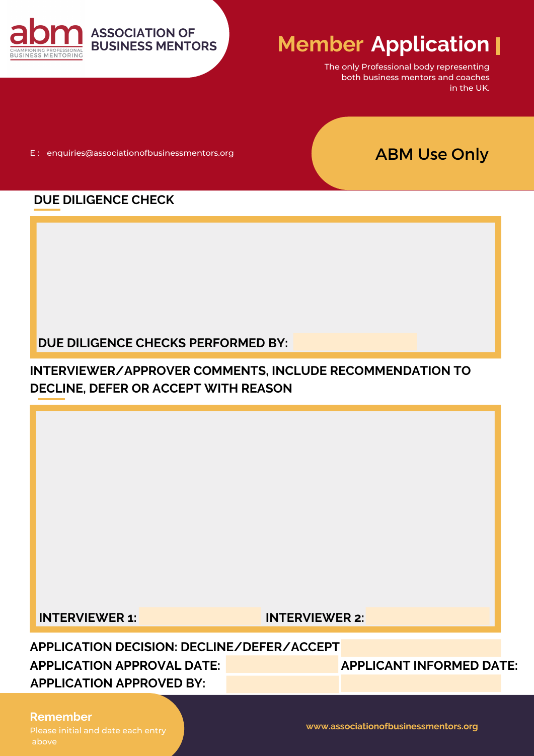ASSOCIATION OF BUSINESS MENTORS

CHAMPIONING PROFESSIONAL BUSINESS MENTORING

# Member Application

The only Professional body representing both business mentors and coaches in the UK.

E : enquiries@associationofbusinessmentors.org

## ABM Use Only

### DUE DILIGENCE CHECK

DUE DILIGENCE CHECKS PERFORMED BY:

### INTERVIEWER/APPROVER COMMENTS, INCLUDE RECOMMENDATION TO DECLINE, DEFER OR ACCEPT WITH REASON

INTERVIEWER 1:

INTERVIEWER 2:

APPLICATION DECISION: DECLINE/DEFER/ACCEPT

APPLICATION APPROVAL DATE:

APPLICANT INFORMED DATE:

APPLICATION APPROVED BY:

**Remember**

Please initial and date each entry above

www.associationofbusinessmentors.org